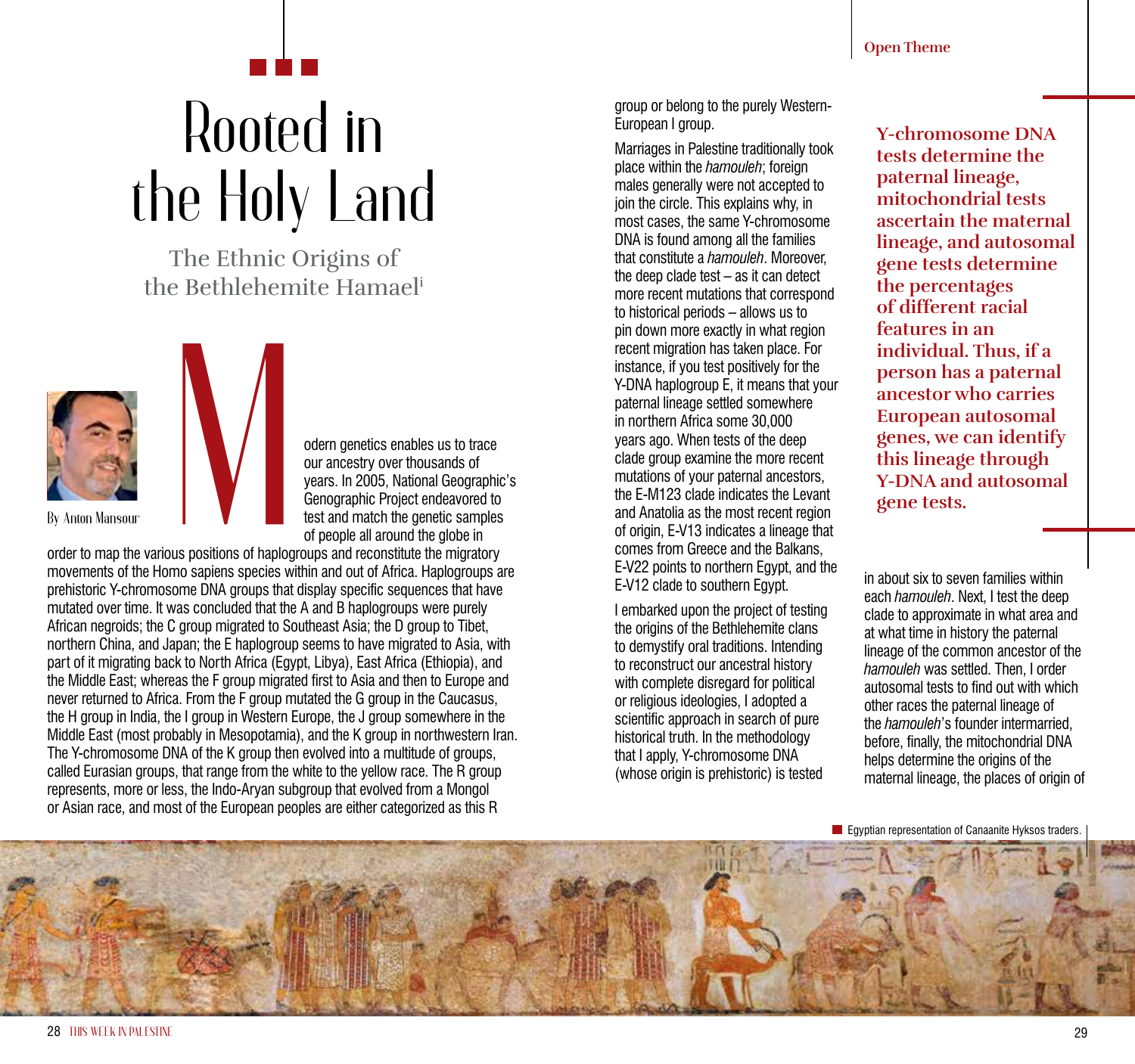# Rooted in the Holy Land

## The Ethnic Origins of the Bethlehemite Hamael[i]

By Anton Mansour

Modern genetics enables us to trace our ancestry over thousands of years. In 2005, National Geographic's Genographic Project endeavored to test and match the genetic samples of people all around the globe in order to map the various positions of haplogroups and reconstitute the migratory movements of the Homo sapiens species within and out of Africa. Haplogroups are prehistoric Y-chromosome DNA groups that display specific sequences that have mutated over time. It was concluded that the A and B haplogroups were purely African negroids; the C group migrated to Southeast Asia; the D group to Tibet, northern China, and Japan; the E haplogroup seems to have migrated to Asia, with part of it migrating back to North Africa (Egypt, Libya), East Africa (Ethiopia), and the Middle East; whereas the F group migrated first to Asia and then to Europe and never returned to Africa. From the F group mutated the G group in the Caucasus, the H group in India, the I group in Western Europe, the J group somewhere in the Middle East (most probably in Mesopotamia), and the K group in northwestern Iran. The Y-chromosome DNA of the K group then evolved into a multitude of groups, called Eurasian groups, that range from the white to the yellow race. The R group represents, more or less, the Indo-Aryan subgroup that evolved from a Mongol or Asian race, and most of the European peoples are either categorized as this R group or belong to the purely Western-European I group.

Marriages in Palestine traditionally took place within the *hamouleh*; foreign males generally were not accepted to join the circle. This explains why, in most cases, the same Y-chromosome DNA is found among all the families that constitute a *hamouleh*. Moreover, the deep clade test – as it can detect more recent mutations that correspond to historical periods – allows us to pin down more exactly in what region recent migration has taken place. For instance, if you test positively for the Y-DNA haplogroup E, it means that your paternal lineage settled somewhere in northern Africa some 30,000 years ago. When tests of the deep clade group examine the more recent mutations of your paternal ancestors, the E-M123 clade indicates the Levant and Anatolia as the most recent region of origin, E-V13 indicates a lineage that comes from Greece and the Balkans, E-V22 points to northern Egypt, and the E-V12 clade to southern Egypt.

I embarked upon the project of testing the origins of the Bethlehemite clans to demystify oral traditions. Intending to reconstruct our ancestral history with complete disregard for political or religious ideologies, I adopted a scientific approach in search of pure historical truth. In the methodology that I apply, Y-chromosome DNA (whose origin is prehistoric) is tested in about six to seven families within each *hamouleh*. Next, I test the deep clade to approximate in what area and at what time in history the paternal lineage of the common ancestor of the *hamouleh* was settled. Then, I order autosomal tests to find out with which other races the paternal lineage of the *hamouleh*'s founder intermarried, before, finally, the mitochondrial DNA helps determine the origins of the maternal lineage, the places of origin of

> **Y-chromosome DNA tests determine the paternal lineage, mitochondrial tests ascertain the maternal lineage, and autosomal gene tests determine the percentages of different racial features in an individual. Thus, if a person has a paternal ancestor who carries European autosomal genes, we can identify this lineage through Y-DNA and autosomal gene tests.**

Egyptian representation of Canaanite Hyksos traders.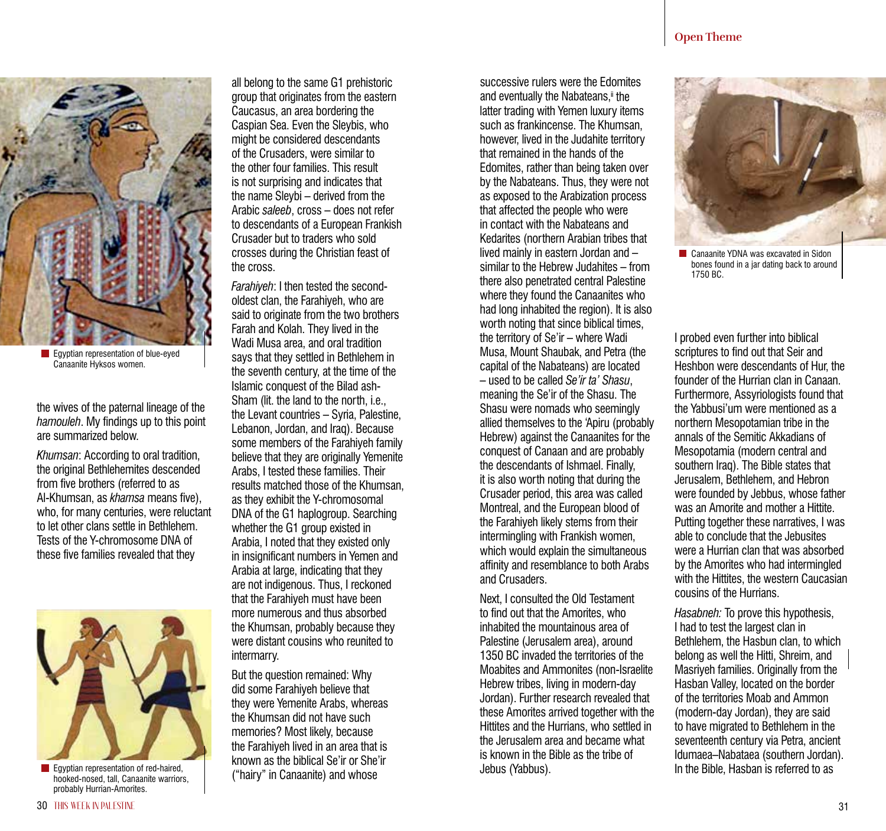Egyptian representation of blue-eyed Canaanite Hyksos women.

the wives of the paternal lineage of the *hamouleh*. My findings up to this point are summarized below.

*Khumsan*: According to oral tradition, the original Bethlehemites descended from five brothers (referred to as Al-Khumsan, as *khamsa* means five), who, for many centuries, were reluctant to let other clans settle in Bethlehem. Tests of the Y-chromosome DNA of these five families revealed that they all belong to the same G1 prehistoric group that originates from the eastern Caucasus, an area bordering the Caspian Sea. Even the Sleybis, who might be considered descendants of the Crusaders, were similar to the other four families. This result is not surprising and indicates that the name Sleybi – derived from the Arabic *saleeb*, cross – does not refer to descendants of a European Frankish Crusader but to traders who sold crosses during the Christian feast of the cross.

Egyptian representation of red-haired, hooked-nosed, tall, Canaanite warriors, probably Hurrian-Amorites.

*Farahiyeh*: I then tested the second-oldest clan, the Farahiyeh, who are said to originate from the two brothers Farah and Kolah. They lived in the Wadi Musa area, and oral tradition says that they settled in Bethlehem in the seventh century, at the time of the Islamic conquest of the Bilad ash-Sham (lit. the land to the north, i.e., the Levant countries – Syria, Palestine, Lebanon, Jordan, and Iraq). Because some members of the Farahiyeh family believe that they are originally Yemenite Arabs, I tested these families. Their results matched those of the Khumsan, as they exhibit the Y-chromosomal DNA of the G1 haplogroup. Searching whether the G1 group existed in Arabia, I noted that they existed only in insignificant numbers in Yemen and Arabia at large, indicating that they are not indigenous. Thus, I reckoned that the Farahiyeh must have been more numerous and thus absorbed the Khumsan, probably because they were distant cousins who reunited to intermarry.

But the question remained: Why did some Farahiyeh believe that they were Yemenite Arabs, whereas the Khumsan did not have such memories? Most likely, because the Farahiyeh lived in an area that is known as the biblical Se'ir or She'ir ("hairy" in Canaanite) and whose successive rulers were the Edomites and eventually the Nabateans,[ii] the latter trading with Yemen luxury items such as frankincense. The Khumsan, however, lived in the Judahite territory that remained in the hands of the Edomites, rather than being taken over by the Nabateans. Thus, they were not as exposed to the Arabization process that affected the people who were in contact with the Nabateans and Kedarites (northern Arabian tribes that lived mainly in eastern Jordan and – similar to the Hebrew Judahites – from there also penetrated central Palestine where they found the Canaanites who had long inhabited the region). It is also worth noting that since biblical times, the territory of Se'ir – where Wadi Musa, Mount Shaubak, and Petra (the capital of the Nabateans) are located – used to be called *Se'ir ta' Shasu*, meaning the Se'ir of the Shasu. The Shasu were nomads who seemingly allied themselves to the 'Apiru (probably Hebrew) against the Canaanites for the conquest of Canaan and are probably the descendants of Ishmael. Finally, it is also worth noting that during the Crusader period, this area was called Montreal, and the European blood of the Farahiyeh likely stems from their intermingling with Frankish women, which would explain the simultaneous affinity and resemblance to both Arabs and Crusaders.

Next, I consulted the Old Testament to find out that the Amorites, who inhabited the mountainous area of Palestine (Jerusalem area), around 1350 BC invaded the territories of the Moabites and Ammonites (non-Israelite Hebrew tribes, living in modern-day Jordan). Further research revealed that these Amorites arrived together with the Hittites and the Hurrians, who settled in the Jerusalem area and became what is known in the Bible as the tribe of Jebus (Yabbus).

Canaanite YDNA was excavated in Sidon bones found in a jar dating back to around 1750 BC.

I probed even further into biblical scriptures to find out that Seir and Heshbon were descendants of Hur, the founder of the Hurrian clan in Canaan. Furthermore, Assyriologists found that the Yabbusi'um were mentioned as a northern Mesopotamian tribe in the annals of the Semitic Akkadians of Mesopotamia (modern central and southern Iraq). The Bible states that Jerusalem, Bethlehem, and Hebron were founded by Jebbus, whose father was an Amorite and mother a Hittite. Putting together these narratives, I was able to conclude that the Jebusites were a Hurrian clan that was absorbed by the Amorites who had intermingled with the Hittites, the western Caucasian cousins of the Hurrians.

*Hasabneh:* To prove this hypothesis, I had to test the largest clan in Bethlehem, the Hasbun clan, to which belong as well the Hitti, Shreim, and Masriyeh families. Originally from the Hasban Valley, located on the border of the territories Moab and Ammon (modern-day Jordan), they are said to have migrated to Bethlehem in the seventeenth century via Petra, ancient Idumaea–Nabataea (southern Jordan). In the Bible, Hasban is referred to as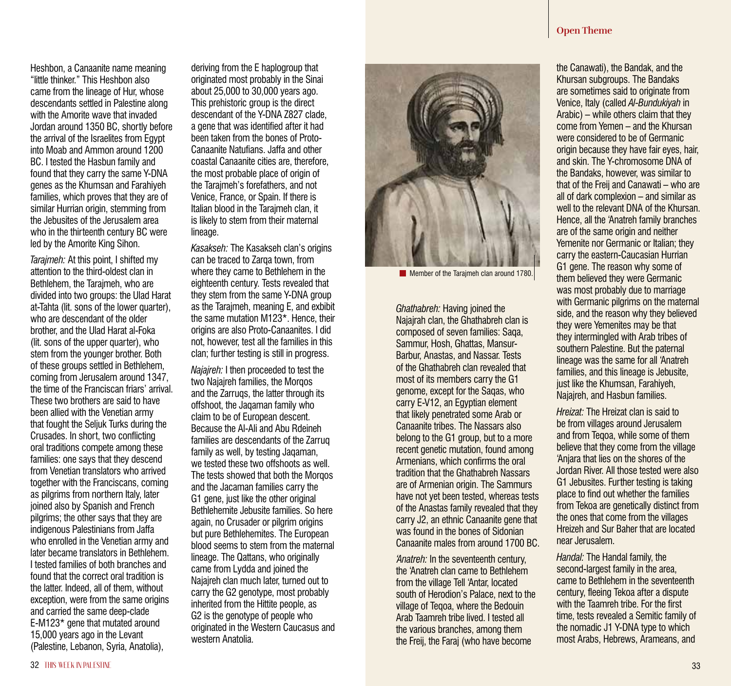Heshbon, a Canaanite name meaning "little thinker." This Heshbon also came from the lineage of Hur, whose descendants settled in Palestine along with the Amorite wave that invaded Jordan around 1350 BC, shortly before the arrival of the Israelites from Egypt into Moab and Ammon around 1200 BC. I tested the Hasbun family and found that they carry the same Y-DNA genes as the Khumsan and Farahiyeh families, which proves that they are of similar Hurrian origin, stemming from the Jebusites of the Jerusalem area who in the thirteenth century BC were led by the Amorite King Sihon.

*Tarajmeh:* At this point, I shifted my attention to the third-oldest clan in Bethlehem, the Tarajmeh, who are divided into two groups: the Ulad Harat at-Tahta (lit. sons of the lower quarter), who are descendant of the older brother, and the Ulad Harat al-Foka (lit. sons of the upper quarter), who stem from the younger brother. Both of these groups settled in Bethlehem, coming from Jerusalem around 1347, the time of the Franciscan friars' arrival. These two brothers are said to have been allied with the Venetian army that fought the Seljuk Turks during the Crusades. In short, two conflicting oral traditions compete among these families: one says that they descend from Venetian translators who arrived together with the Franciscans, coming as pilgrims from northern Italy, later joined also by Spanish and French pilgrims; the other says that they are indigenous Palestinians from Jaffa who enrolled in the Venetian army and later became translators in Bethlehem. I tested families of both branches and found that the correct oral tradition is the latter. Indeed, all of them, without exception, were from the same origins and carried the same deep-clade E-M123* gene that mutated around 15,000 years ago in the Levant (Palestine, Lebanon, Syria, Anatolia), deriving from the E haplogroup that originated most probably in the Sinai about 25,000 to 30,000 years ago. This prehistoric group is the direct descendant of the Y-DNA Z827 clade, a gene that was identified after it had been taken from the bones of Proto-Canaanite Natufians. Jaffa and other coastal Canaanite cities are, therefore, the most probable place of origin of the Tarajmeh's forefathers, and not Venice, France, or Spain. If there is Italian blood in the Tarajmeh clan, it is likely to stem from their maternal lineage.

*Kasakseh:* The Kasakseh clan's origins can be traced to Zarqa town, from where they came to Bethlehem in the eighteenth century. Tests revealed that they stem from the same Y-DNA group as the Tarajmeh, meaning E, and exhibit the same mutation M123*. Hence, their origins are also Proto-Canaanites. I did not, however, test all the families in this clan; further testing is still in progress.

*Najajreh:* I then proceeded to test the two Najajreh families, the Morqos and the Zarruqs, the latter through its offshoot, the Jaqaman family who claim to be of European descent. Because the Al-Ali and Abu Rdeineh families are descendants of the Zarruq family as well, by testing Jaqaman, we tested these two offshoots as well. The tests showed that both the Morqos and the Jacaman families carry the G1 gene, just like the other original Bethlehemite Jebusite families. So here again, no Crusader or pilgrim origins but pure Bethlehemites. The European blood seems to stem from the maternal lineage. The Qattans, who originally came from Lydda and joined the Najajreh clan much later, turned out to carry the G2 genotype, most probably inherited from the Hittite people, as G2 is the genotype of people who originated in the Western Caucasus and western Anatolia.

Member of the Tarajmeh clan around 1780.

*Ghathabreh:* Having joined the Najajrah clan, the Ghathabreh clan is composed of seven families: Saqa, Sammur, Hosh, Ghattas, Mansur-Barbur, Anastas, and Nassar. Tests of the Ghathabreh clan revealed that most of its members carry the G1 genome, except for the Saqas, who carry E-V12, an Egyptian element that likely penetrated some Arab or Canaanite tribes. The Nassars also belong to the G1 group, but to a more recent genetic mutation, found among Armenians, which confirms the oral tradition that the Ghathabreh Nassars are of Armenian origin. The Sammurs have not yet been tested, whereas tests of the Anastas family revealed that they carry J2, an ethnic Canaanite gene that was found in the bones of Sidonian Canaanite males from around 1700 BC.

*'Anatreh:* In the seventeenth century, the 'Anatreh clan came to Bethlehem from the village Tell 'Antar, located south of Herodion's Palace, next to the village of Teqoa, where the Bedouin Arab Taamreh tribe lived. I tested all the various branches, among them the Freij, the Faraj (who have become the Canawati), the Bandak, and the Khursan subgroups. The Bandaks are sometimes said to originate from Venice, Italy (called *Al-Bundukiyah* in Arabic) – while others claim that they come from Yemen – and the Khursan were considered to be of Germanic origin because they have fair eyes, hair, and skin. The Y-chromosome DNA of the Bandaks, however, was similar to that of the Freij and Canawati – who are all of dark complexion – and similar as well to the relevant DNA of the Khursan. Hence, all the 'Anatreh family branches are of the same origin and neither Yemenite nor Germanic or Italian; they carry the eastern-Caucasian Hurrian G1 gene. The reason why some of them believed they were Germanic was most probably due to marriage with Germanic pilgrims on the maternal side, and the reason why they believed they were Yemenites may be that they intermingled with Arab tribes of southern Palestine. But the paternal lineage was the same for all 'Anatreh families, and this lineage is Jebusite, just like the Khumsan, Farahiyeh, Najajreh, and Hasbun families.

*Hreizat:* The Hreizat clan is said to be from villages around Jerusalem and from Teqoa, while some of them believe that they come from the village 'Anjara that lies on the shores of the Jordan River. All those tested were also G1 Jebusites. Further testing is taking place to find out whether the families from Tekoa are genetically distinct from the ones that come from the villages Hreizeh and Sur Baher that are located near Jerusalem.

*Handal:* The Handal family, the second-largest family in the area, came to Bethlehem in the seventeenth century, fleeing Tekoa after a dispute with the Taamreh tribe. For the first time, tests revealed a Semitic family of the nomadic J1 Y-DNA type to which most Arabs, Hebrews, Arameans, and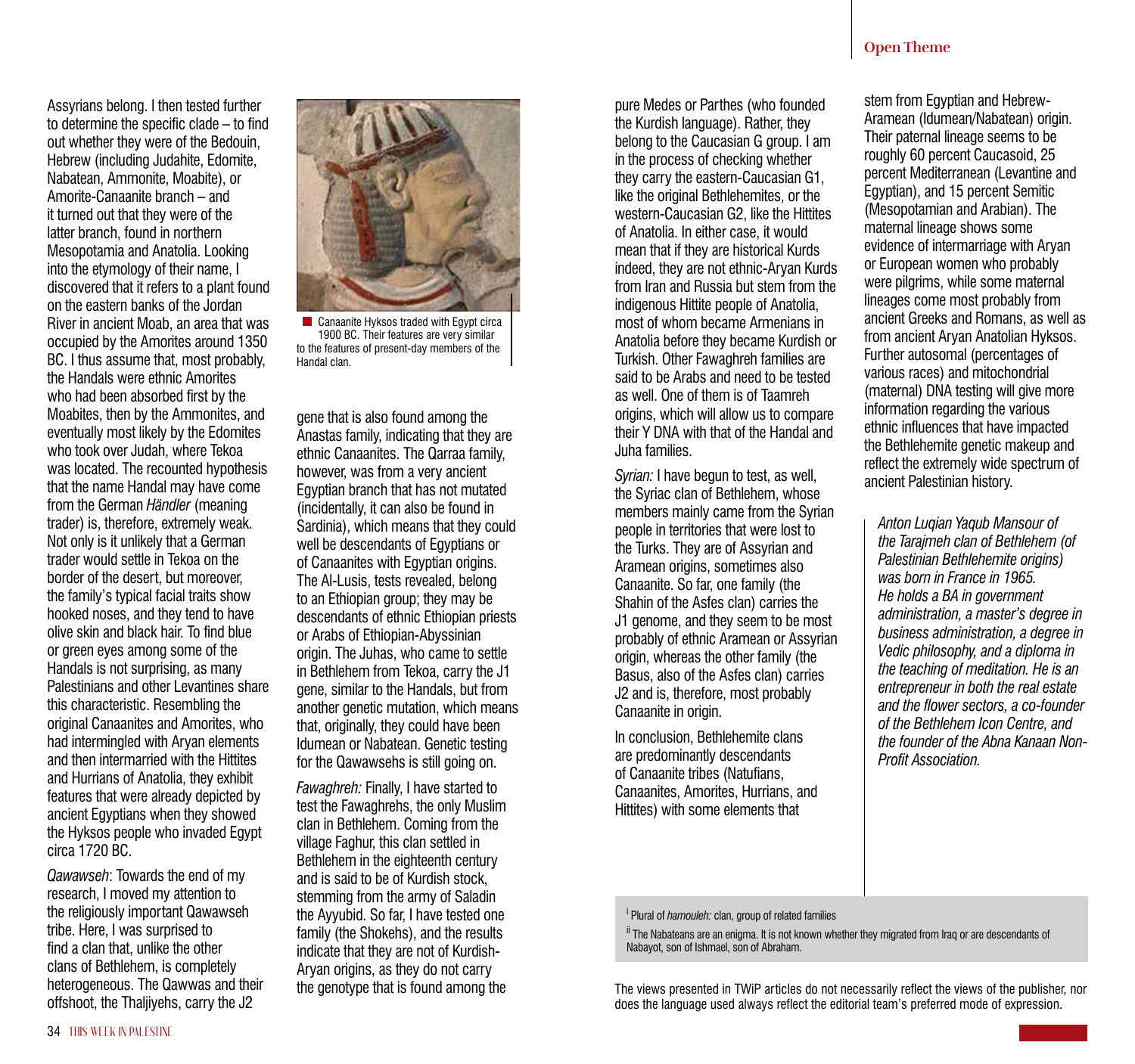Assyrians belong. I then tested further to determine the specific clade – to find out whether they were of the Bedouin, Hebrew (including Judahite, Edomite, Nabatean, Ammonite, Moabite), or Amorite-Canaanite branch – and it turned out that they were of the latter branch, found in northern Mesopotamia and Anatolia. Looking into the etymology of their name, I discovered that it refers to a plant found on the eastern banks of the Jordan River in ancient Moab, an area that was occupied by the Amorites around 1350 BC. I thus assume that, most probably, the Handals were ethnic Amorites who had been absorbed first by the Moabites, then by the Ammonites, and eventually most likely by the Edomites who took over Judah, where Tekoa was located. The recounted hypothesis that the name Handal may have come from the German *Händler* (meaning trader) is, therefore, extremely weak. Not only is it unlikely that a German trader would settle in Tekoa on the border of the desert, but moreover, the family's typical facial traits show hooked noses, and they tend to have olive skin and black hair. To find blue or green eyes among some of the Handals is not surprising, as many Palestinians and other Levantines share this characteristic. Resembling the original Canaanites and Amorites, who had intermingled with Aryan elements and then intermarried with the Hittites and Hurrians of Anatolia, they exhibit features that were already depicted by ancient Egyptians when they showed the Hyksos people who invaded Egypt circa 1720 BC.

Canaanite Hyksos traded with Egypt circa 1900 BC. Their features are very similar to the features of present-day members of the Handal clan.

*Qawawseh*: Towards the end of my research, I moved my attention to the religiously important Qawawseh tribe. Here, I was surprised to find a clan that, unlike the other clans of Bethlehem, is completely heterogeneous. The Qawwas and their offshoot, the Thaljiyehs, carry the J2 gene that is also found among the Anastas family, indicating that they are ethnic Canaanites. The Qarraa family, however, was from a very ancient Egyptian branch that has not mutated (incidentally, it can also be found in Sardinia), which means that they could well be descendants of Egyptians or of Canaanites with Egyptian origins. The Al-Lusis, tests revealed, belong to an Ethiopian group; they may be descendants of ethnic Ethiopian priests or Arabs of Ethiopian-Abyssinian origin. The Juhas, who came to settle in Bethlehem from Tekoa, carry the J1 gene, similar to the Handals, but from another genetic mutation, which means that, originally, they could have been Idumean or Nabatean. Genetic testing for the Qawawsehs is still going on.

*Fawaghreh:* Finally, I have started to test the Fawaghrehs, the only Muslim clan in Bethlehem. Coming from the village Faghur, this clan settled in Bethlehem in the eighteenth century and is said to be of Kurdish stock, stemming from the army of Saladin the Ayyubid. So far, I have tested one family (the Shokehs), and the results indicate that they are not of Kurdish-Aryan origins, as they do not carry the genotype that is found among the pure Medes or Parthes (who founded the Kurdish language). Rather, they belong to the Caucasian G group. I am in the process of checking whether they carry the eastern-Caucasian G1, like the original Bethlehemites, or the western-Caucasian G2, like the Hittites of Anatolia. In either case, it would mean that if they are historical Kurds indeed, they are not ethnic-Aryan Kurds from Iran and Russia but stem from the indigenous Hittite people of Anatolia, most of whom became Armenians in Anatolia before they became Kurdish or Turkish. Other Fawaghreh families are said to be Arabs and need to be tested as well. One of them is of Taamreh origins, which will allow us to compare their Y DNA with that of the Handal and Juha families.

*Syrian:* I have begun to test, as well, the Syriac clan of Bethlehem, whose members mainly came from the Syrian people in territories that were lost to the Turks. They are of Assyrian and Aramean origins, sometimes also Canaanite. So far, one family (the Shahin of the Asfes clan) carries the J1 genome, and they seem to be most probably of ethnic Aramean or Assyrian origin, whereas the other family (the Basus, also of the Asfes clan) carries J2 and is, therefore, most probably Canaanite in origin.

In conclusion, Bethlehemite clans are predominantly descendants of Canaanite tribes (Natufians, Canaanites, Amorites, Hurrians, and Hittites) with some elements that stem from Egyptian and Hebrew-Aramean (Idumean/Nabatean) origin. Their paternal lineage seems to be roughly 60 percent Caucasoid, 25 percent Mediterranean (Levantine and Egyptian), and 15 percent Semitic (Mesopotamian and Arabian). The maternal lineage shows some evidence of intermarriage with Aryan or European women who probably were pilgrims, while some maternal lineages come most probably from ancient Greeks and Romans, as well as from ancient Aryan Anatolian Hyksos. Further autosomal (percentages of various races) and mitochondrial (maternal) DNA testing will give more information regarding the various ethnic influences that have impacted the Bethlehemite genetic makeup and reflect the extremely wide spectrum of ancient Palestinian history.

*Anton Luqian Yaqub Mansour of the Tarajmeh clan of Bethlehem (of Palestinian Bethlehemite origins) was born in France in 1965. He holds a BA in government administration, a master's degree in business administration, a degree in Vedic philosophy, and a diploma in the teaching of meditation. He is an entrepreneur in both the real estate and the flower sectors, a co-founder of the Bethlehem Icon Centre, and the founder of the Abna Kanaan Non-Profit Association.*

[i] Plural of *hamouleh:* clan, group of related families

[ii] The Nabateans are an enigma. It is not known whether they migrated from Iraq or are descendants of Nabayot, son of Ishmael, son of Abraham.

The views presented in TWiP articles do not necessarily reflect the views of the publisher, nor does the language used always reflect the editorial team's preferred mode of expression.